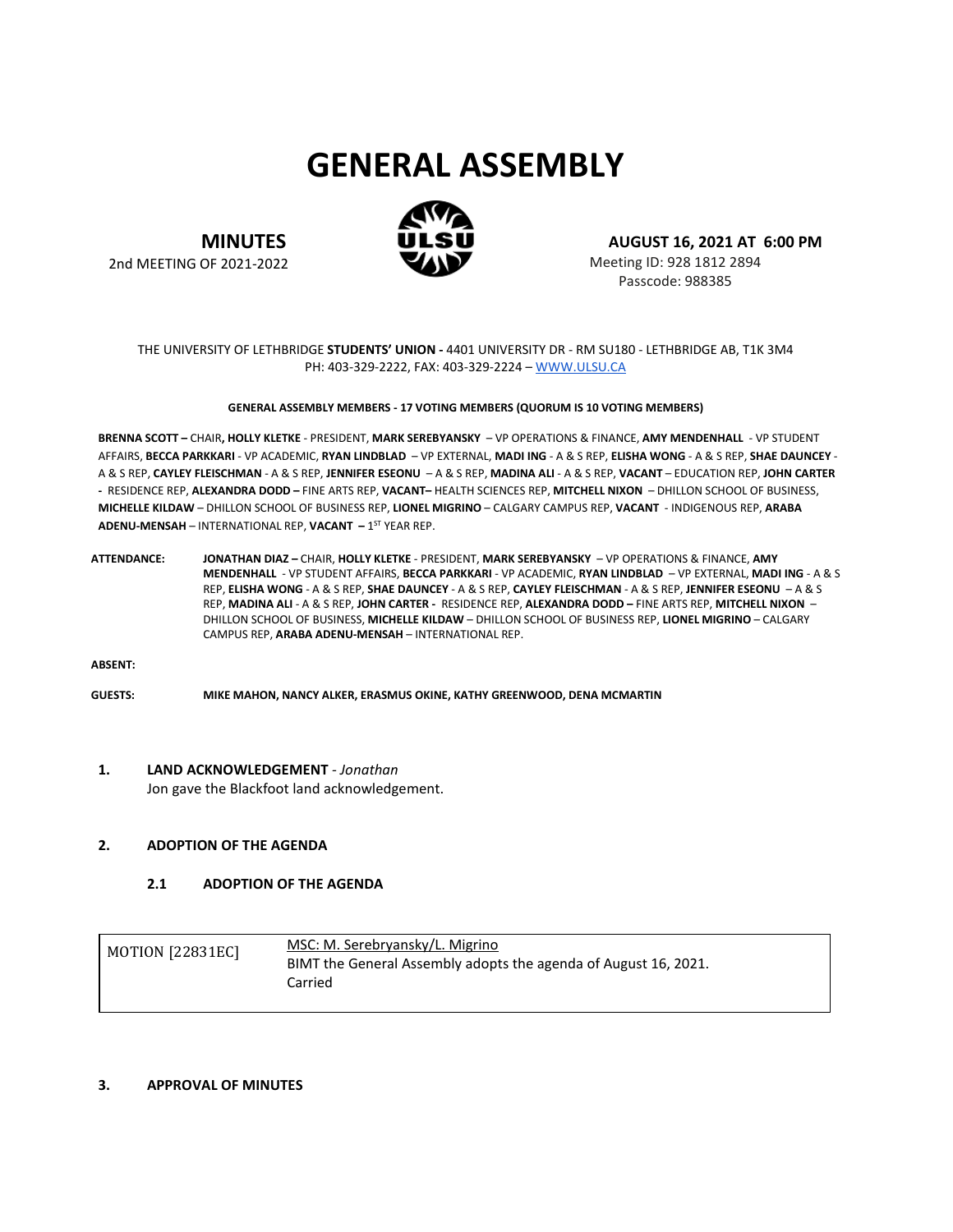# GENERAL ASSEMBLY

**MINUTES**
2nd MEETING OF 2021-2022

**AUGUST 16, 2021 AT 6:00 PM**
Meeting ID: 928 1812 2894
Passcode: 988385

THE UNIVERSITY OF LETHBRIDGE **STUDENTS' UNION -** 4401 UNIVERSITY DR - RM SU180 - LETHBRIDGE AB, T1K 3M4
PH: 403-329-2222, FAX: 403-329-2224 – WWW.ULSU.CA

**GENERAL ASSEMBLY MEMBERS - 17 VOTING MEMBERS (QUORUM IS 10 VOTING MEMBERS)**

**BRENNA SCOTT –** CHAIR**, HOLLY KLETKE** - PRESIDENT, **MARK SEREBYANSKY** – VP OPERATIONS & FINANCE, **AMY MENDENHALL** - VP STUDENT AFFAIRS, **BECCA PARKKARI** - VP ACADEMIC, **RYAN LINDBLAD** – VP EXTERNAL, **MADI ING** - A & S REP, **ELISHA WONG** - A & S REP, **SHAE DAUNCEY** - A & S REP, **CAYLEY FLEISCHMAN** - A & S REP, **JENNIFER ESEONU** – A & S REP, **MADINA ALI** - A & S REP, **VACANT** – EDUCATION REP, **JOHN CARTER -** RESIDENCE REP, **ALEXANDRA DODD –** FINE ARTS REP, **VACANT–** HEALTH SCIENCES REP, **MITCHELL NIXON** – DHILLON SCHOOL OF BUSINESS, **MICHELLE KILDAW** – DHILLON SCHOOL OF BUSINESS REP, **LIONEL MIGRINO** – CALGARY CAMPUS REP, **VACANT** - INDIGENOUS REP, **ARABA ADENU-MENSAH** – INTERNATIONAL REP, **VACANT –** 1ST YEAR REP.

**ATTENDANCE:** **JONATHAN DIAZ –** CHAIR, **HOLLY KLETKE** - PRESIDENT, **MARK SEREBYANSKY** – VP OPERATIONS & FINANCE, **AMY MENDENHALL** - VP STUDENT AFFAIRS, **BECCA PARKKARI** - VP ACADEMIC, **RYAN LINDBLAD** – VP EXTERNAL, **MADI ING** - A & S REP, **ELISHA WONG** - A & S REP, **SHAE DAUNCEY** - A & S REP, **CAYLEY FLEISCHMAN** - A & S REP, **JENNIFER ESEONU** – A & S REP, **MADINA ALI** - A & S REP, **JOHN CARTER -** RESIDENCE REP, **ALEXANDRA DODD –** FINE ARTS REP, **MITCHELL NIXON** – DHILLON SCHOOL OF BUSINESS, **MICHELLE KILDAW** – DHILLON SCHOOL OF BUSINESS REP, **LIONEL MIGRINO** – CALGARY CAMPUS REP, **ARABA ADENU-MENSAH** – INTERNATIONAL REP.

**ABSENT:**

**GUESTS:** **MIKE MAHON, NANCY ALKER, ERASMUS OKINE, KATHY GREENWOOD, DENA MCMARTIN**

## 1. LAND ACKNOWLEDGEMENT - *Jonathan*

Jon gave the Blackfoot land acknowledgement.

## 2. ADOPTION OF THE AGENDA

### 2.1 ADOPTION OF THE AGENDA

| MOTION [22831EC] | MSC: M. Serebryansky/L. Migrino<br>BIMT the General Assembly adopts the agenda of August 16, 2021.<br>Carried |
|---|---|

## 3. APPROVAL OF MINUTES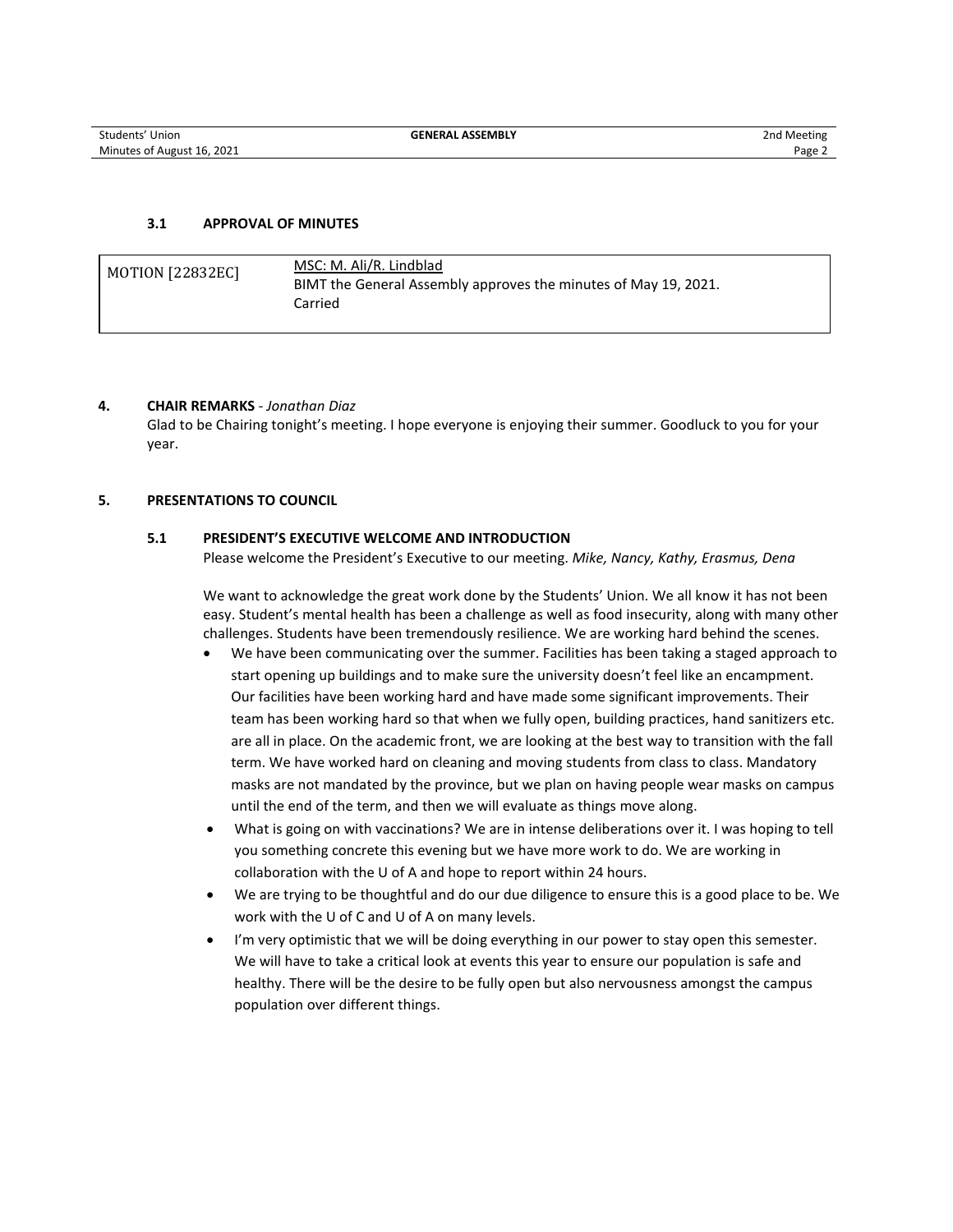### 3.1 APPROVAL OF MINUTES

| MOTION [22832EC] | MSC: M. Ali/R. Lindblad<br>BIMT the General Assembly approves the minutes of May 19, 2021.<br>Carried |
|---|---|

## 4. CHAIR REMARKS - *Jonathan Diaz*

Glad to be Chairing tonight's meeting. I hope everyone is enjoying their summer. Goodluck to you for your year.

## 5. PRESENTATIONS TO COUNCIL

### 5.1 PRESIDENT'S EXECUTIVE WELCOME AND INTRODUCTION

Please welcome the President's Executive to our meeting. *Mike, Nancy, Kathy, Erasmus, Dena*

We want to acknowledge the great work done by the Students' Union. We all know it has not been easy. Student's mental health has been a challenge as well as food insecurity, along with many other challenges. Students have been tremendously resilience. We are working hard behind the scenes.

- We have been communicating over the summer. Facilities has been taking a staged approach to start opening up buildings and to make sure the university doesn't feel like an encampment. Our facilities have been working hard and have made some significant improvements. Their team has been working hard so that when we fully open, building practices, hand sanitizers etc. are all in place. On the academic front, we are looking at the best way to transition with the fall term. We have worked hard on cleaning and moving students from class to class. Mandatory masks are not mandated by the province, but we plan on having people wear masks on campus until the end of the term, and then we will evaluate as things move along.
- What is going on with vaccinations? We are in intense deliberations over it. I was hoping to tell you something concrete this evening but we have more work to do. We are working in collaboration with the U of A and hope to report within 24 hours.
- We are trying to be thoughtful and do our due diligence to ensure this is a good place to be. We work with the U of C and U of A on many levels.
- I'm very optimistic that we will be doing everything in our power to stay open this semester. We will have to take a critical look at events this year to ensure our population is safe and healthy. There will be the desire to be fully open but also nervousness amongst the campus population over different things.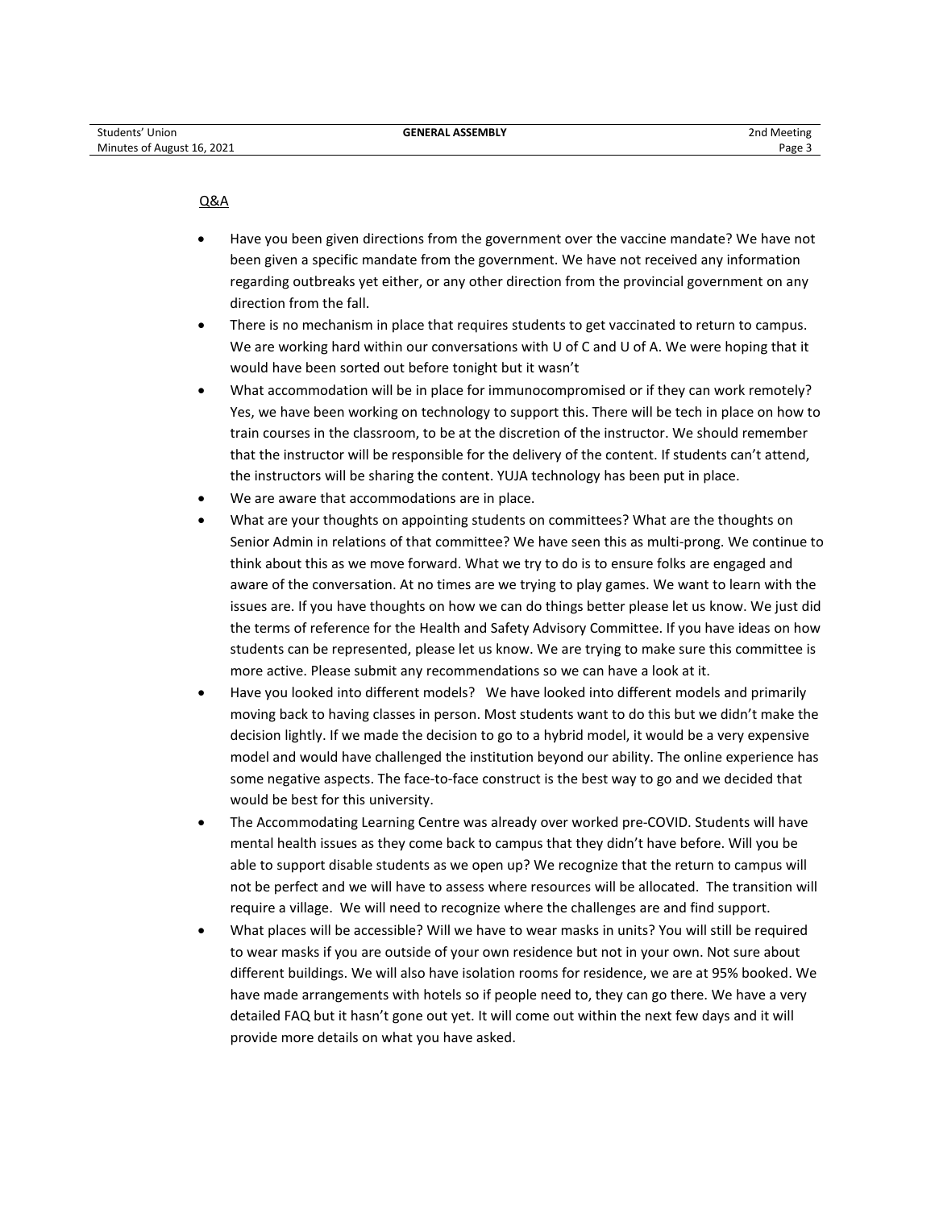<u>Q&A</u>

- Have you been given directions from the government over the vaccine mandate? We have not been given a specific mandate from the government. We have not received any information regarding outbreaks yet either, or any other direction from the provincial government on any direction from the fall.
- There is no mechanism in place that requires students to get vaccinated to return to campus. We are working hard within our conversations with U of C and U of A. We were hoping that it would have been sorted out before tonight but it wasn't
- What accommodation will be in place for immunocompromised or if they can work remotely? Yes, we have been working on technology to support this. There will be tech in place on how to train courses in the classroom, to be at the discretion of the instructor. We should remember that the instructor will be responsible for the delivery of the content. If students can't attend, the instructors will be sharing the content. YUJA technology has been put in place.
- We are aware that accommodations are in place.
- What are your thoughts on appointing students on committees? What are the thoughts on Senior Admin in relations of that committee? We have seen this as multi-prong. We continue to think about this as we move forward. What we try to do is to ensure folks are engaged and aware of the conversation. At no times are we trying to play games. We want to learn with the issues are. If you have thoughts on how we can do things better please let us know. We just did the terms of reference for the Health and Safety Advisory Committee. If you have ideas on how students can be represented, please let us know. We are trying to make sure this committee is more active. Please submit any recommendations so we can have a look at it.
- Have you looked into different models? We have looked into different models and primarily moving back to having classes in person. Most students want to do this but we didn't make the decision lightly. If we made the decision to go to a hybrid model, it would be a very expensive model and would have challenged the institution beyond our ability. The online experience has some negative aspects. The face-to-face construct is the best way to go and we decided that would be best for this university.
- The Accommodating Learning Centre was already over worked pre-COVID. Students will have mental health issues as they come back to campus that they didn't have before. Will you be able to support disable students as we open up? We recognize that the return to campus will not be perfect and we will have to assess where resources will be allocated. The transition will require a village. We will need to recognize where the challenges are and find support.
- What places will be accessible? Will we have to wear masks in units? You will still be required to wear masks if you are outside of your own residence but not in your own. Not sure about different buildings. We will also have isolation rooms for residence, we are at 95% booked. We have made arrangements with hotels so if people need to, they can go there. We have a very detailed FAQ but it hasn't gone out yet. It will come out within the next few days and it will provide more details on what you have asked.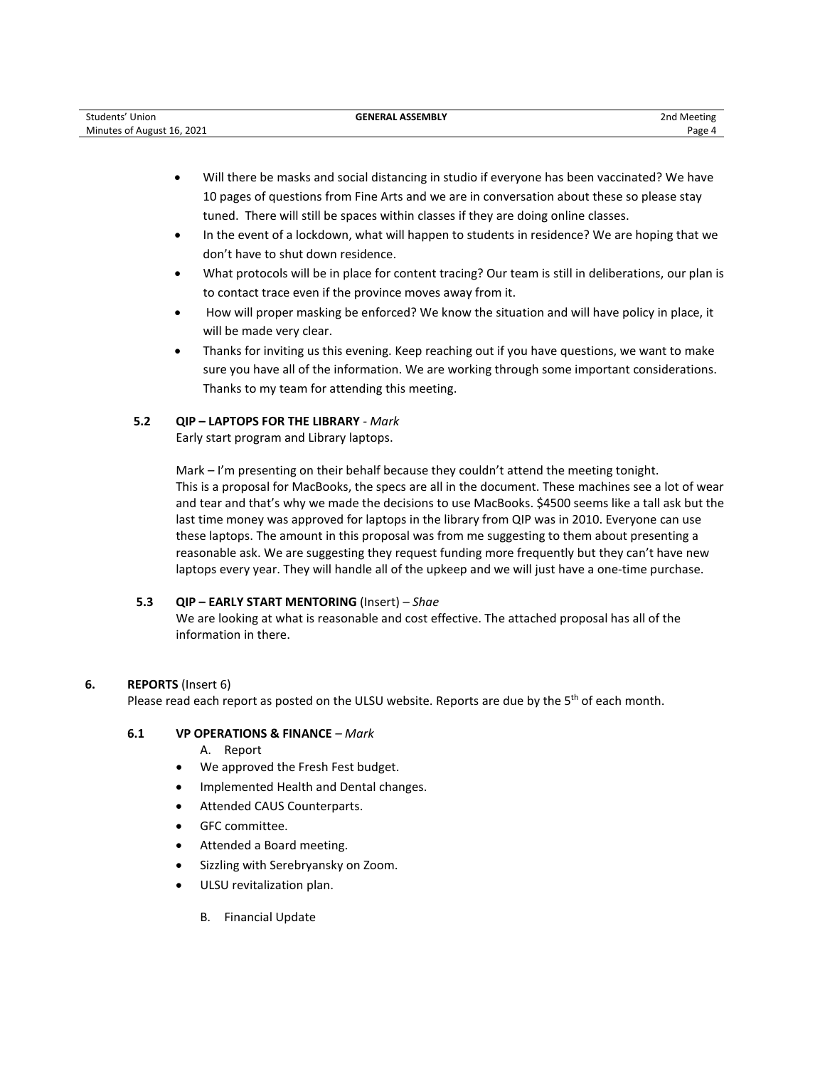- Will there be masks and social distancing in studio if everyone has been vaccinated? We have 10 pages of questions from Fine Arts and we are in conversation about these so please stay tuned. There will still be spaces within classes if they are doing online classes.
- In the event of a lockdown, what will happen to students in residence? We are hoping that we don't have to shut down residence.
- What protocols will be in place for content tracing? Our team is still in deliberations, our plan is to contact trace even if the province moves away from it.
- How will proper masking be enforced? We know the situation and will have policy in place, it will be made very clear.
- Thanks for inviting us this evening. Keep reaching out if you have questions, we want to make sure you have all of the information. We are working through some important considerations. Thanks to my team for attending this meeting.

### 5.2 QIP – LAPTOPS FOR THE LIBRARY - *Mark*

Early start program and Library laptops.

Mark – I'm presenting on their behalf because they couldn't attend the meeting tonight. This is a proposal for MacBooks, the specs are all in the document. These machines see a lot of wear and tear and that's why we made the decisions to use MacBooks. $4500 seems like a tall ask but the last time money was approved for laptops in the library from QIP was in 2010. Everyone can use these laptops. The amount in this proposal was from me suggesting to them about presenting a reasonable ask. We are suggesting they request funding more frequently but they can't have new laptops every year. They will handle all of the upkeep and we will just have a one-time purchase.

### 5.3 QIP – EARLY START MENTORING (Insert) – *Shae*

We are looking at what is reasonable and cost effective. The attached proposal has all of the information in there.

## 6. REPORTS (Insert 6)

Please read each report as posted on the ULSU website. Reports are due by the 5th of each month.

### 6.1 VP OPERATIONS & FINANCE – *Mark*

A. Report

- We approved the Fresh Fest budget.
- Implemented Health and Dental changes.
- Attended CAUS Counterparts.
- GFC committee.
- Attended a Board meeting.
- Sizzling with Serebryansky on Zoom.
- ULSU revitalization plan.

B. Financial Update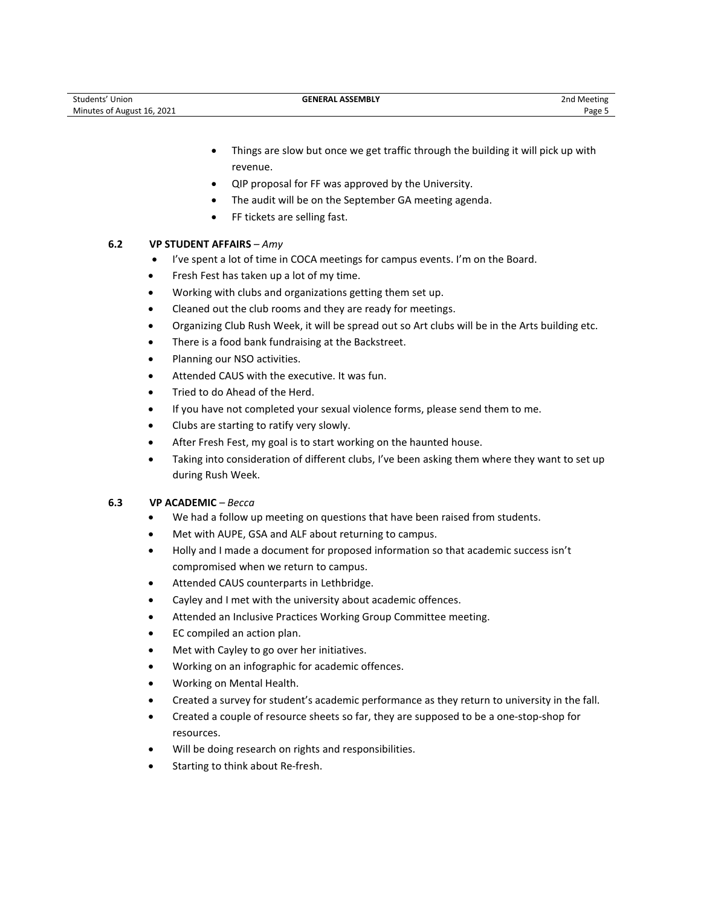- Things are slow but once we get traffic through the building it will pick up with revenue.
- QIP proposal for FF was approved by the University.
- The audit will be on the September GA meeting agenda.
- FF tickets are selling fast.

### 6.2 VP STUDENT AFFAIRS – *Amy*

- I've spent a lot of time in COCA meetings for campus events. I'm on the Board.
- Fresh Fest has taken up a lot of my time.
- Working with clubs and organizations getting them set up.
- Cleaned out the club rooms and they are ready for meetings.
- Organizing Club Rush Week, it will be spread out so Art clubs will be in the Arts building etc.
- There is a food bank fundraising at the Backstreet.
- Planning our NSO activities.
- Attended CAUS with the executive. It was fun.
- Tried to do Ahead of the Herd.
- If you have not completed your sexual violence forms, please send them to me.
- Clubs are starting to ratify very slowly.
- After Fresh Fest, my goal is to start working on the haunted house.
- Taking into consideration of different clubs, I've been asking them where they want to set up during Rush Week.

### 6.3 VP ACADEMIC – *Becca*

- We had a follow up meeting on questions that have been raised from students.
- Met with AUPE, GSA and ALF about returning to campus.
- Holly and I made a document for proposed information so that academic success isn't compromised when we return to campus.
- Attended CAUS counterparts in Lethbridge.
- Cayley and I met with the university about academic offences.
- Attended an Inclusive Practices Working Group Committee meeting.
- EC compiled an action plan.
- Met with Cayley to go over her initiatives.
- Working on an infographic for academic offences.
- Working on Mental Health.
- Created a survey for student's academic performance as they return to university in the fall.
- Created a couple of resource sheets so far, they are supposed to be a one-stop-shop for resources.
- Will be doing research on rights and responsibilities.
- Starting to think about Re-fresh.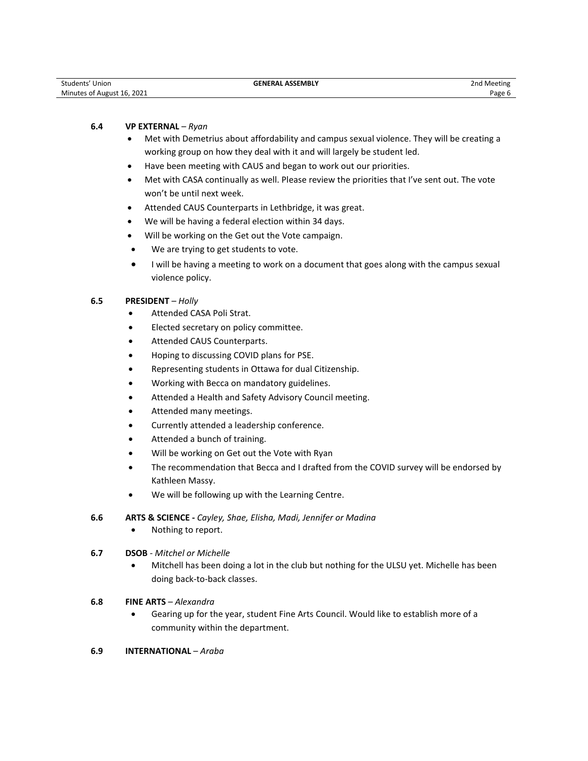### 6.4 **VP EXTERNAL** – *Ryan*

- Met with Demetrius about affordability and campus sexual violence. They will be creating a working group on how they deal with it and will largely be student led.
- Have been meeting with CAUS and began to work out our priorities.
- Met with CASA continually as well. Please review the priorities that I've sent out. The vote won't be until next week.
- Attended CAUS Counterparts in Lethbridge, it was great.
- We will be having a federal election within 34 days.
- Will be working on the Get out the Vote campaign.
- We are trying to get students to vote.
- I will be having a meeting to work on a document that goes along with the campus sexual violence policy.

### 6.5 **PRESIDENT** – *Holly*

- Attended CASA Poli Strat.
- Elected secretary on policy committee.
- Attended CAUS Counterparts.
- Hoping to discussing COVID plans for PSE.
- Representing students in Ottawa for dual Citizenship.
- Working with Becca on mandatory guidelines.
- Attended a Health and Safety Advisory Council meeting.
- Attended many meetings.
- Currently attended a leadership conference.
- Attended a bunch of training.
- Will be working on Get out the Vote with Ryan
- The recommendation that Becca and I drafted from the COVID survey will be endorsed by Kathleen Massy.
- We will be following up with the Learning Centre.

### 6.6 **ARTS & SCIENCE -** *Cayley, Shae, Elisha, Madi, Jennifer or Madina*

- Nothing to report.

### 6.7 **DSOB** - *Mitchel or Michelle*

- Mitchell has been doing a lot in the club but nothing for the ULSU yet. Michelle has been doing back-to-back classes.

### 6.8 **FINE ARTS** – *Alexandra*

- Gearing up for the year, student Fine Arts Council. Would like to establish more of a community within the department.

### 6.9 **INTERNATIONAL** – *Araba*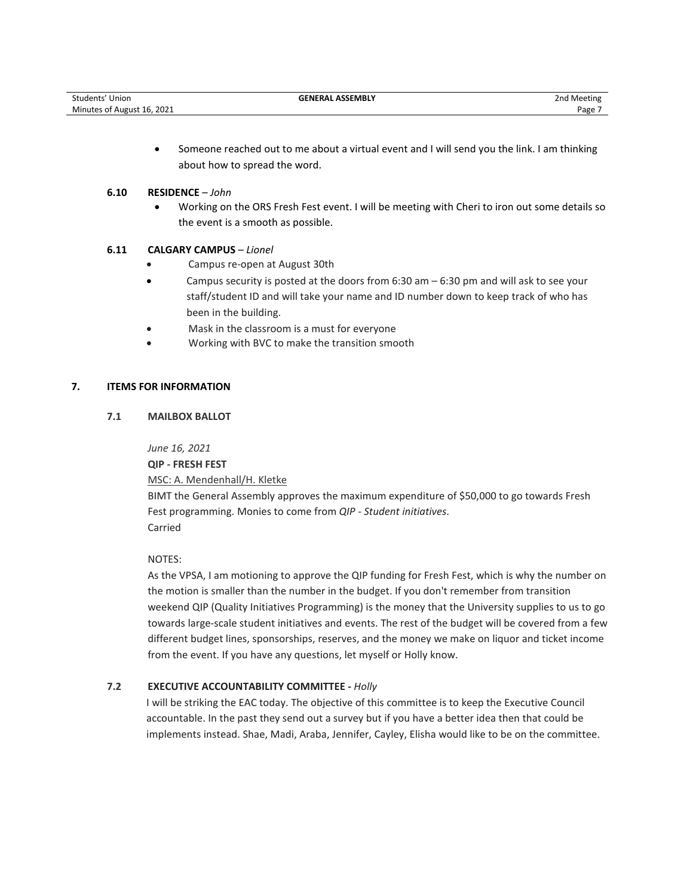- Someone reached out to me about a virtual event and I will send you the link. I am thinking about how to spread the word.

### 6.10 RESIDENCE – *John*

- Working on the ORS Fresh Fest event. I will be meeting with Cheri to iron out some details so the event is a smooth as possible.

### 6.11 CALGARY CAMPUS – *Lionel*

- Campus re-open at August 30th
- Campus security is posted at the doors from 6:30 am – 6:30 pm and will ask to see your staff/student ID and will take your name and ID number down to keep track of who has been in the building.
- Mask in the classroom is a must for everyone
- Working with BVC to make the transition smooth

## 7. ITEMS FOR INFORMATION

### 7.1 MAILBOX BALLOT

*June 16, 2021*

**QIP - FRESH FEST**

MSC: A. Mendenhall/H. Kletke

BIMT the General Assembly approves the maximum expenditure of $50,000 to go towards Fresh Fest programming. Monies to come from *QIP - Student initiatives*.
Carried

NOTES:
As the VPSA, I am motioning to approve the QIP funding for Fresh Fest, which is why the number on the motion is smaller than the number in the budget. If you don't remember from transition weekend QIP (Quality Initiatives Programming) is the money that the University supplies to us to go towards large-scale student initiatives and events. The rest of the budget will be covered from a few different budget lines, sponsorships, reserves, and the money we make on liquor and ticket income from the event. If you have any questions, let myself or Holly know.

### 7.2 EXECUTIVE ACCOUNTABILITY COMMITTEE - *Holly*

I will be striking the EAC today. The objective of this committee is to keep the Executive Council accountable. In the past they send out a survey but if you have a better idea then that could be implements instead. Shae, Madi, Araba, Jennifer, Cayley, Elisha would like to be on the committee.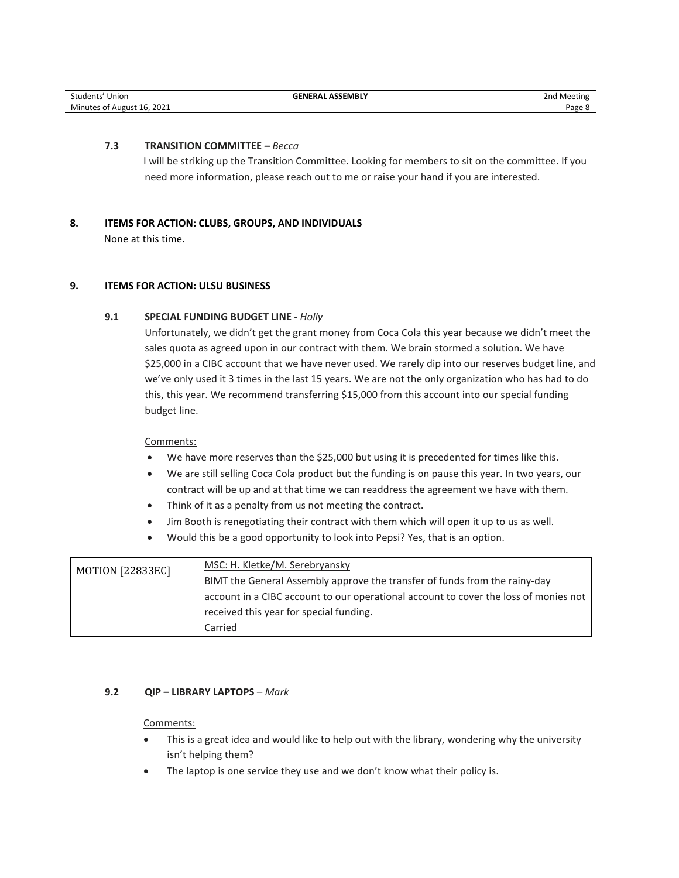### 7.3 TRANSITION COMMITTEE – *Becca*

I will be striking up the Transition Committee. Looking for members to sit on the committee. If you need more information, please reach out to me or raise your hand if you are interested.

## 8. ITEMS FOR ACTION: CLUBS, GROUPS, AND INDIVIDUALS

None at this time.

## 9. ITEMS FOR ACTION: ULSU BUSINESS

### 9.1 SPECIAL FUNDING BUDGET LINE - *Holly*

Unfortunately, we didn't get the grant money from Coca Cola this year because we didn't meet the sales quota as agreed upon in our contract with them. We brain stormed a solution. We have $25,000 in a CIBC account that we have never used. We rarely dip into our reserves budget line, and we've only used it 3 times in the last 15 years. We are not the only organization who has had to do this, this year. We recommend transferring $15,000 from this account into our special funding budget line.

Comments:

- We have more reserves than the $25,000 but using it is precedented for times like this.
- We are still selling Coca Cola product but the funding is on pause this year. In two years, our contract will be up and at that time we can readdress the agreement we have with them.
- Think of it as a penalty from us not meeting the contract.
- Jim Booth is renegotiating their contract with them which will open it up to us as well.
- Would this be a good opportunity to look into Pepsi? Yes, that is an option.

| | |
|---|---|
| MOTION [22833EC] | MSC: H. Kletke/M. Serebryansky<br>BIMT the General Assembly approve the transfer of funds from the rainy-day account in a CIBC account to our operational account to cover the loss of monies not received this year for special funding.<br>Carried |

### 9.2 QIP – LIBRARY LAPTOPS – *Mark*

Comments:

- This is a great idea and would like to help out with the library, wondering why the university isn't helping them?
- The laptop is one service they use and we don't know what their policy is.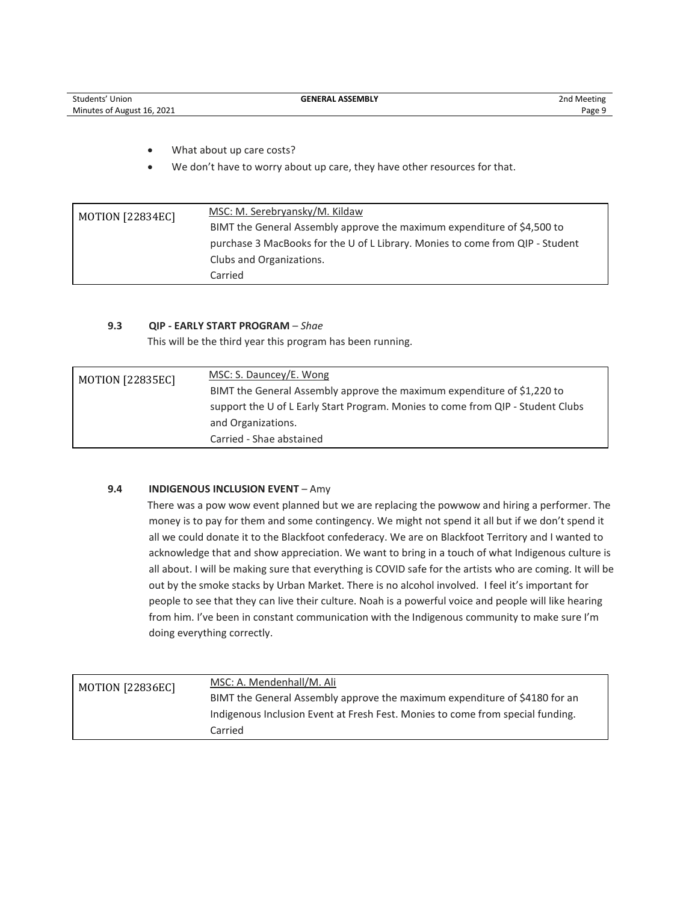- What about up care costs?
- We don't have to worry about up care, they have other resources for that.

| MOTION [22834EC] | MSC: M. Serebryansky/M. Kildaw<br>BIMT the General Assembly approve the maximum expenditure of $4,500 to purchase 3 MacBooks for the U of L Library. Monies to come from QIP - Student Clubs and Organizations.<br>Carried |
|---|---|

### 9.3 QIP - EARLY START PROGRAM – *Shae*

This will be the third year this program has been running.

| MOTION [22835EC] | MSC: S. Dauncey/E. Wong<br>BIMT the General Assembly approve the maximum expenditure of $1,220 to support the U of L Early Start Program. Monies to come from QIP - Student Clubs and Organizations.<br>Carried - Shae abstained |
|---|---|

### 9.4 INDIGENOUS INCLUSION EVENT – Amy

There was a pow wow event planned but we are replacing the powwow and hiring a performer. The money is to pay for them and some contingency. We might not spend it all but if we don't spend it all we could donate it to the Blackfoot confederacy. We are on Blackfoot Territory and I wanted to acknowledge that and show appreciation. We want to bring in a touch of what Indigenous culture is all about. I will be making sure that everything is COVID safe for the artists who are coming. It will be out by the smoke stacks by Urban Market. There is no alcohol involved. I feel it's important for people to see that they can live their culture. Noah is a powerful voice and people will like hearing from him. I've been in constant communication with the Indigenous community to make sure I'm doing everything correctly.

| MOTION [22836EC] | MSC: A. Mendenhall/M. Ali<br>BIMT the General Assembly approve the maximum expenditure of $4180 for an Indigenous Inclusion Event at Fresh Fest. Monies to come from special funding.<br>Carried |
|---|---|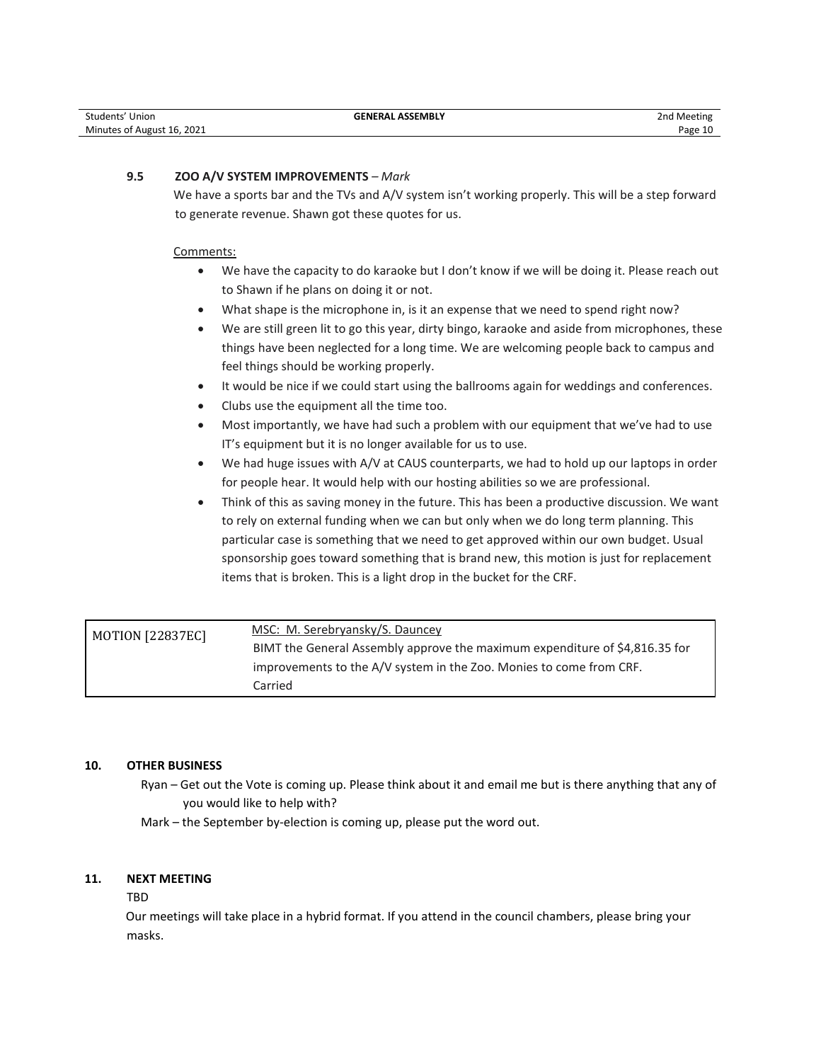### 9.5 ZOO A/V SYSTEM IMPROVEMENTS – *Mark*

We have a sports bar and the TVs and A/V system isn't working properly. This will be a step forward to generate revenue. Shawn got these quotes for us.

Comments:

- We have the capacity to do karaoke but I don't know if we will be doing it. Please reach out to Shawn if he plans on doing it or not.
- What shape is the microphone in, is it an expense that we need to spend right now?
- We are still green lit to go this year, dirty bingo, karaoke and aside from microphones, these things have been neglected for a long time. We are welcoming people back to campus and feel things should be working properly.
- It would be nice if we could start using the ballrooms again for weddings and conferences.
- Clubs use the equipment all the time too.
- Most importantly, we have had such a problem with our equipment that we've had to use IT's equipment but it is no longer available for us to use.
- We had huge issues with A/V at CAUS counterparts, we had to hold up our laptops in order for people hear. It would help with our hosting abilities so we are professional.
- Think of this as saving money in the future. This has been a productive discussion. We want to rely on external funding when we can but only when we do long term planning. This particular case is something that we need to get approved within our own budget. Usual sponsorship goes toward something that is brand new, this motion is just for replacement items that is broken. This is a light drop in the bucket for the CRF.

| MOTION [22837EC] | MSC: M. Serebryansky/S. Dauncey<br>BIMT the General Assembly approve the maximum expenditure of $4,816.35 for improvements to the A/V system in the Zoo. Monies to come from CRF.<br>Carried |
|---|---|

## 10. OTHER BUSINESS

Ryan – Get out the Vote is coming up. Please think about it and email me but is there anything that any of you would like to help with?

Mark – the September by-election is coming up, please put the word out.

## 11. NEXT MEETING

TBD

Our meetings will take place in a hybrid format. If you attend in the council chambers, please bring your masks.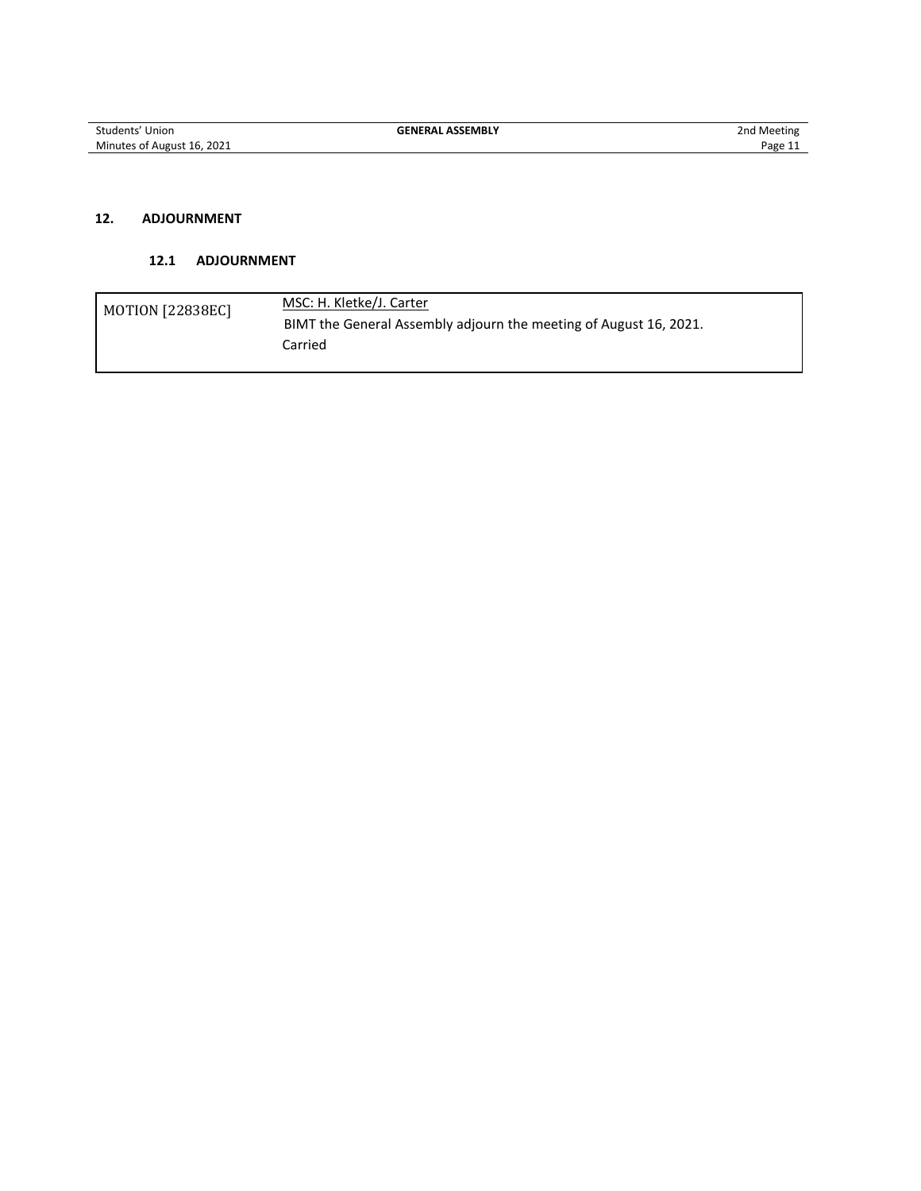## 12. ADJOURNMENT

### 12.1 ADJOURNMENT

| | |
|---|---|
| MOTION [22838EC] | <u>MSC: H. Kletke/J. Carter</u><br>BIMT the General Assembly adjourn the meeting of August 16, 2021.<br>Carried |